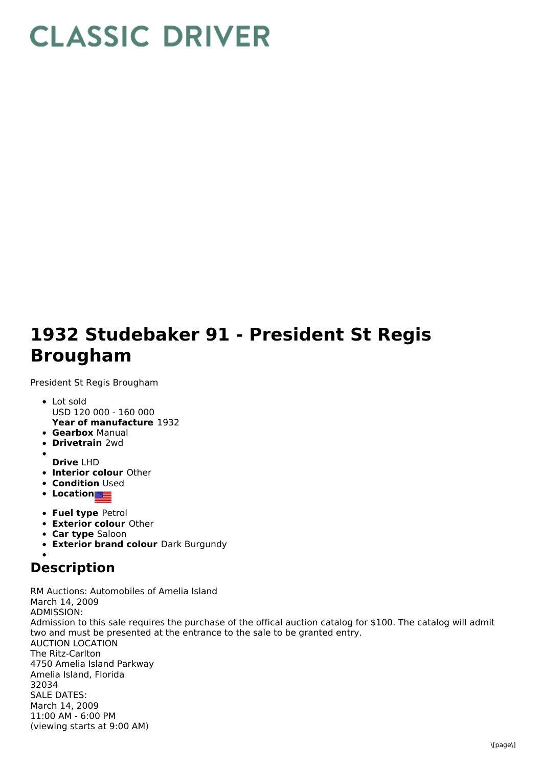# CLASSIC DRIVER

# 1932 Studebaker 91 - President St Regis Brougham

President St Regis Brougham

- Lot sold
  USD 120 000 - 160 000
  **Year of manufacture** 1932
- **Gearbox** Manual
- **Drivetrain** 2wd
- **Drive** LHD
- **Interior colour** Other
- **Condition** Used
- **Location**
- **Fuel type** Petrol
- **Exterior colour** Other
- **Car type** Saloon
- **Exterior brand colour** Dark Burgundy

## Description

RM Auctions: Automobiles of Amelia Island
March 14, 2009
ADMISSION:
Admission to this sale requires the purchase of the offical auction catalog for $100. The catalog will admit two and must be presented at the entrance to the sale to be granted entry.
AUCTION LOCATION
The Ritz-Carlton
4750 Amelia Island Parkway
Amelia Island, Florida
32034
SALE DATES:
March 14, 2009
11:00 AM - 6:00 PM
(viewing starts at 9:00 AM)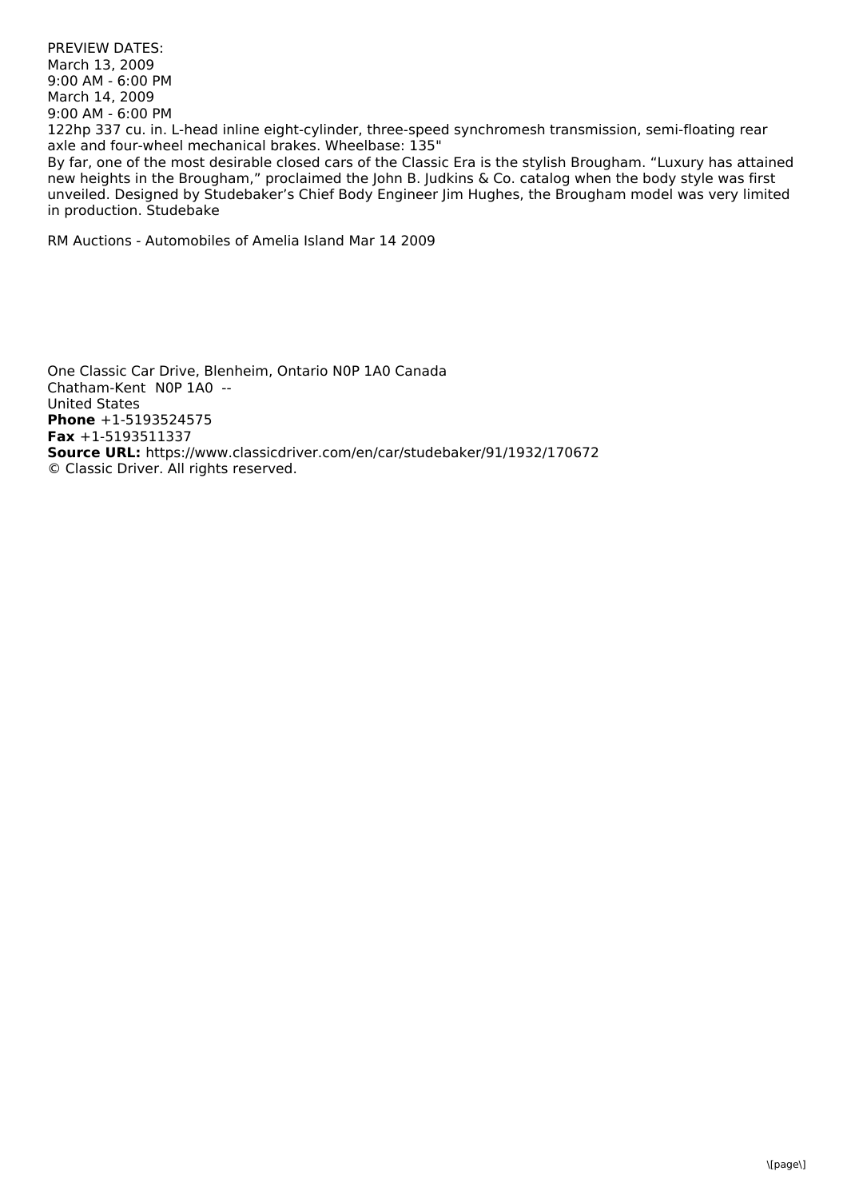PREVIEW DATES:
March 13, 2009
9:00 AM - 6:00 PM
March 14, 2009
9:00 AM - 6:00 PM
122hp 337 cu. in. L-head inline eight-cylinder, three-speed synchromesh transmission, semi-floating rear axle and four-wheel mechanical brakes. Wheelbase: 135"
By far, one of the most desirable closed cars of the Classic Era is the stylish Brougham. “Luxury has attained new heights in the Brougham,” proclaimed the John B. Judkins & Co. catalog when the body style was first unveiled. Designed by Studebaker’s Chief Body Engineer Jim Hughes, the Brougham model was very limited in production. Studebake

RM Auctions - Automobiles of Amelia Island Mar 14 2009

One Classic Car Drive, Blenheim, Ontario N0P 1A0 Canada
Chatham-Kent N0P 1A0 --
United States
**Phone** +1-5193524575
**Fax** +1-5193511337
**Source URL:** https://www.classicdriver.com/en/car/studebaker/91/1932/170672
© Classic Driver. All rights reserved.